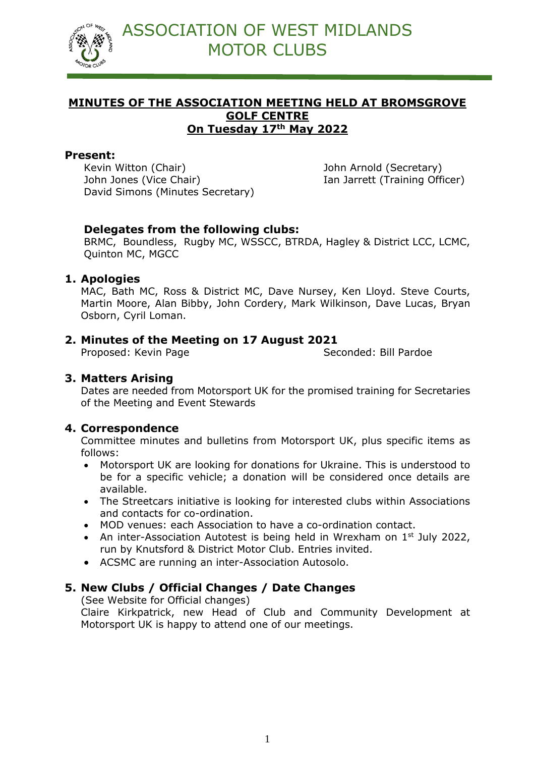# ASSOCIATION OF WEST MIDLANDS MOTOR CLUBS

## MINUTES OF THE ASSOCIATION MEETING HELD AT BROMSGROVE GOLF CENTRE On Tuesday 17th May 2022

**Present:**

Kevin Witton (Chair)
John Jones (Vice Chair)
David Simons (Minutes Secretary)
John Arnold (Secretary)
Ian Jarrett (Training Officer)

**Delegates from the following clubs:**

BRMC, Boundless, Rugby MC, WSSCC, BTRDA, Hagley & District LCC, LCMC, Quinton MC, MGCC

### 1. Apologies

MAC, Bath MC, Ross & District MC, Dave Nursey, Ken Lloyd. Steve Courts, Martin Moore, Alan Bibby, John Cordery, Mark Wilkinson, Dave Lucas, Bryan Osborn, Cyril Loman.

### 2. Minutes of the Meeting on 17 August 2021

Proposed: Kevin Page    Seconded: Bill Pardoe

### 3. Matters Arising

Dates are needed from Motorsport UK for the promised training for Secretaries of the Meeting and Event Stewards

### 4. Correspondence

Committee minutes and bulletins from Motorsport UK, plus specific items as follows:

- Motorsport UK are looking for donations for Ukraine. This is understood to be for a specific vehicle; a donation will be considered once details are available.
- The Streetcars initiative is looking for interested clubs within Associations and contacts for co-ordination.
- MOD venues: each Association to have a co-ordination contact.
- An inter-Association Autotest is being held in Wrexham on 1st July 2022, run by Knutsford & District Motor Club. Entries invited.
- ACSMC are running an inter-Association Autosolo.

### 5. New Clubs / Official Changes / Date Changes

(See Website for Official changes)

Claire Kirkpatrick, new Head of Club and Community Development at Motorsport UK is happy to attend one of our meetings.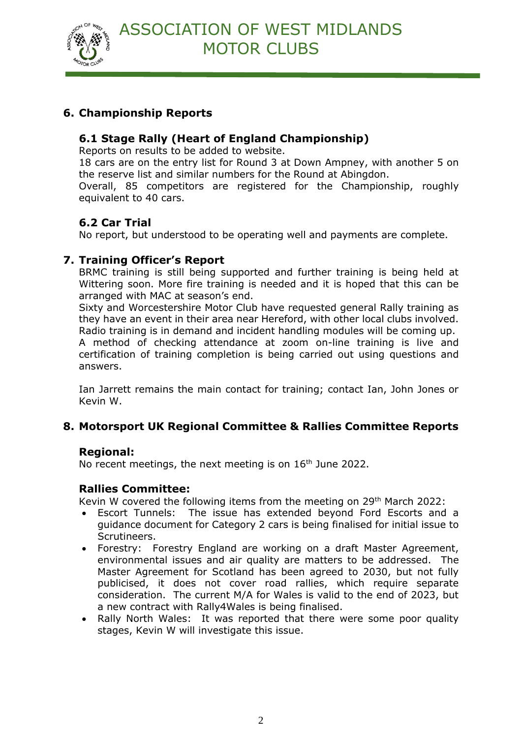## 6. Championship Reports

### 6.1 Stage Rally (Heart of England Championship)

Reports on results to be added to website.
18 cars are on the entry list for Round 3 at Down Ampney, with another 5 on the reserve list and similar numbers for the Round at Abingdon.
Overall, 85 competitors are registered for the Championship, roughly equivalent to 40 cars.

### 6.2 Car Trial

No report, but understood to be operating well and payments are complete.

## 7. Training Officer's Report

BRMC training is still being supported and further training is being held at Wittering soon. More fire training is needed and it is hoped that this can be arranged with MAC at season's end.
Sixty and Worcestershire Motor Club have requested general Rally training as they have an event in their area near Hereford, with other local clubs involved.
Radio training is in demand and incident handling modules will be coming up.
A method of checking attendance at zoom on-line training is live and certification of training completion is being carried out using questions and answers.

Ian Jarrett remains the main contact for training; contact Ian, John Jones or Kevin W.

## 8. Motorsport UK Regional Committee & Rallies Committee Reports

### Regional:

No recent meetings, the next meeting is on 16th June 2022.

### Rallies Committee:

Kevin W covered the following items from the meeting on 29th March 2022:

- Escort Tunnels: The issue has extended beyond Ford Escorts and a guidance document for Category 2 cars is being finalised for initial issue to Scrutineers.
- Forestry: Forestry England are working on a draft Master Agreement, environmental issues and air quality are matters to be addressed. The Master Agreement for Scotland has been agreed to 2030, but not fully publicised, it does not cover road rallies, which require separate consideration. The current M/A for Wales is valid to the end of 2023, but a new contract with Rally4Wales is being finalised.
- Rally North Wales: It was reported that there were some poor quality stages, Kevin W will investigate this issue.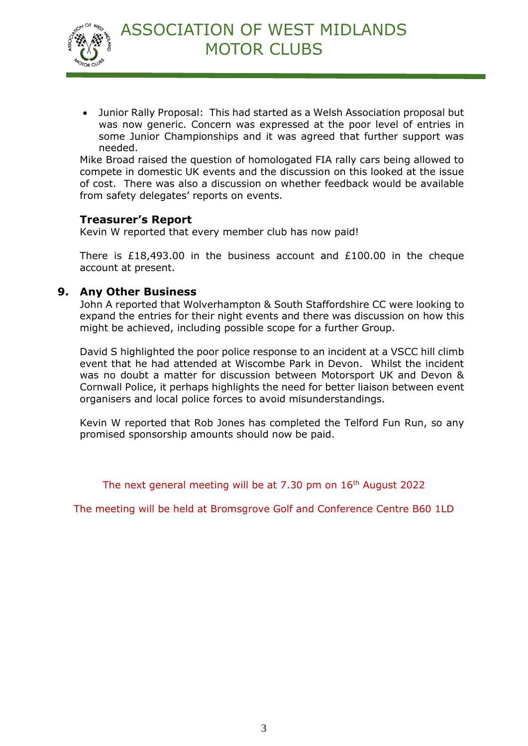- Junior Rally Proposal: This had started as a Welsh Association proposal but was now generic. Concern was expressed at the poor level of entries in some Junior Championships and it was agreed that further support was needed.

Mike Broad raised the question of homologated FIA rally cars being allowed to compete in domestic UK events and the discussion on this looked at the issue of cost. There was also a discussion on whether feedback would be available from safety delegates' reports on events.

### Treasurer's Report

Kevin W reported that every member club has now paid!

There is £18,493.00 in the business account and £100.00 in the cheque account at present.

## 9. Any Other Business

John A reported that Wolverhampton & South Staffordshire CC were looking to expand the entries for their night events and there was discussion on how this might be achieved, including possible scope for a further Group.

David S highlighted the poor police response to an incident at a VSCC hill climb event that he had attended at Wiscombe Park in Devon. Whilst the incident was no doubt a matter for discussion between Motorsport UK and Devon & Cornwall Police, it perhaps highlights the need for better liaison between event organisers and local police forces to avoid misunderstandings.

Kevin W reported that Rob Jones has completed the Telford Fun Run, so any promised sponsorship amounts should now be paid.

The next general meeting will be at 7.30 pm on 16th August 2022

The meeting will be held at Bromsgrove Golf and Conference Centre B60 1LD